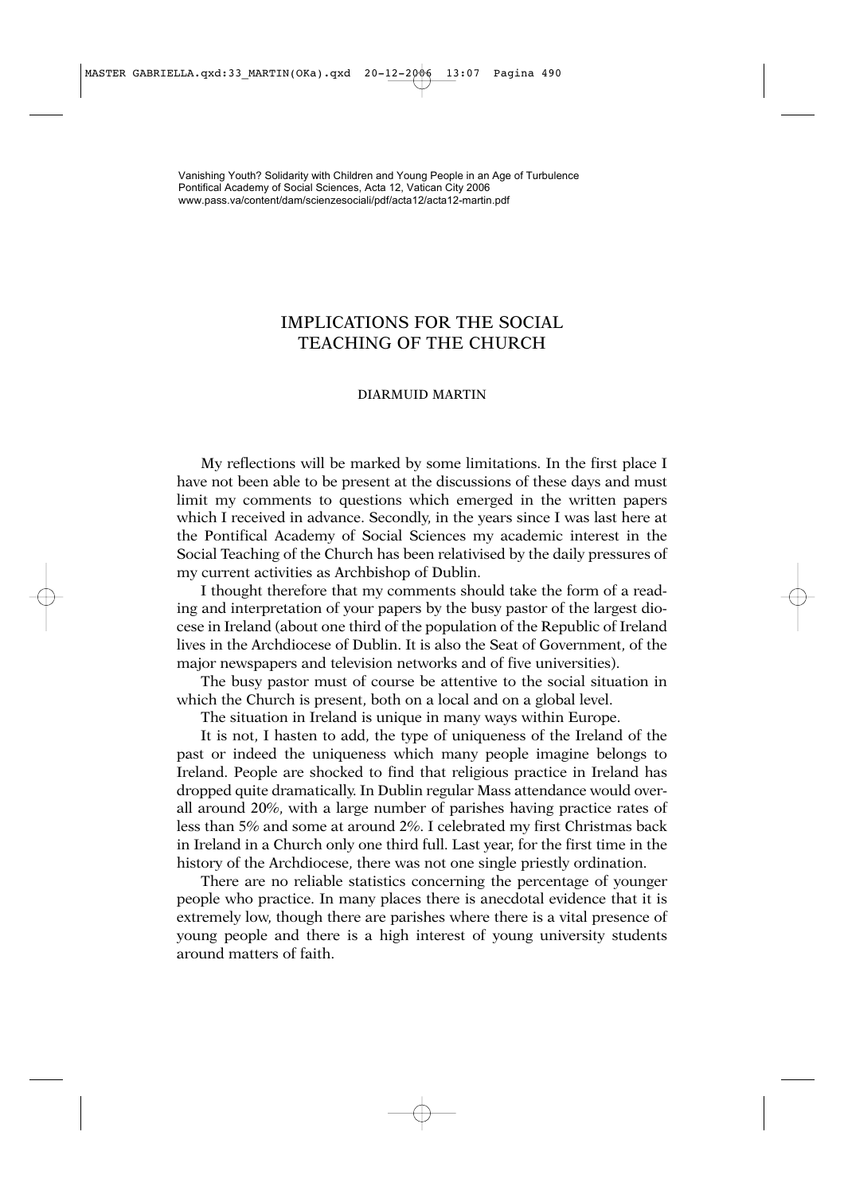Vanishing Youth? Solidarity with Children and Young People in an Age of Turbulence
Pontifical Academy of Social Sciences, Acta 12, Vatican City 2006
www.pass.va/content/dam/scienzesociali/pdf/acta12/acta12-martin.pdf

# IMPLICATIONS FOR THE SOCIAL TEACHING OF THE CHURCH

DIARMUID MARTIN

My reflections will be marked by some limitations. In the first place I have not been able to be present at the discussions of these days and must limit my comments to questions which emerged in the written papers which I received in advance. Secondly, in the years since I was last here at the Pontifical Academy of Social Sciences my academic interest in the Social Teaching of the Church has been relativised by the daily pressures of my current activities as Archbishop of Dublin.

I thought therefore that my comments should take the form of a reading and interpretation of your papers by the busy pastor of the largest diocese in Ireland (about one third of the population of the Republic of Ireland lives in the Archdiocese of Dublin. It is also the Seat of Government, of the major newspapers and television networks and of five universities).

The busy pastor must of course be attentive to the social situation in which the Church is present, both on a local and on a global level.

The situation in Ireland is unique in many ways within Europe.

It is not, I hasten to add, the type of uniqueness of the Ireland of the past or indeed the uniqueness which many people imagine belongs to Ireland. People are shocked to find that religious practice in Ireland has dropped quite dramatically. In Dublin regular Mass attendance would overall around 20%, with a large number of parishes having practice rates of less than 5% and some at around 2%. I celebrated my first Christmas back in Ireland in a Church only one third full. Last year, for the first time in the history of the Archdiocese, there was not one single priestly ordination.

There are no reliable statistics concerning the percentage of younger people who practice. In many places there is anecdotal evidence that it is extremely low, though there are parishes where there is a vital presence of young people and there is a high interest of young university students around matters of faith.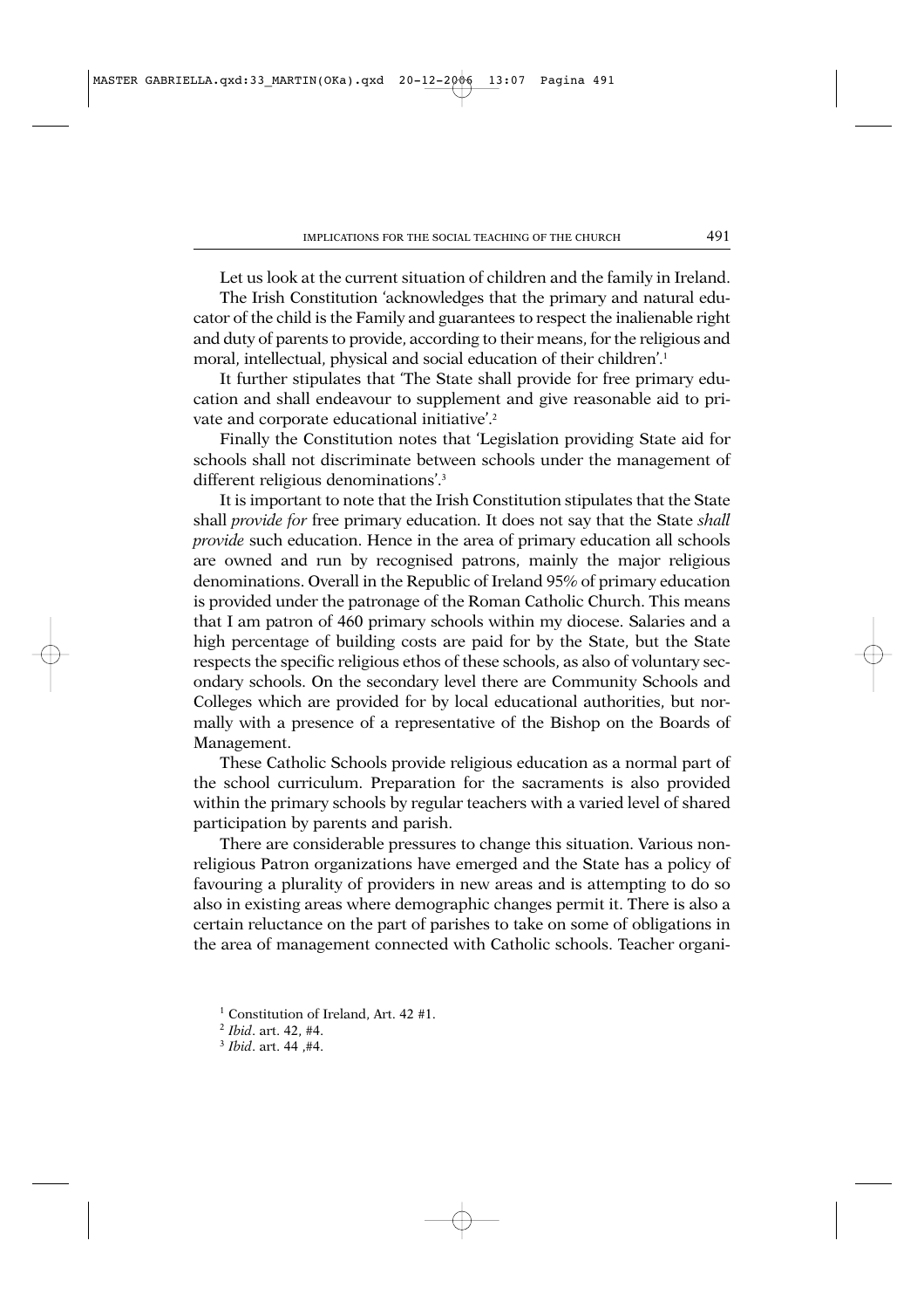Let us look at the current situation of children and the family in Ireland.

The Irish Constitution 'acknowledges that the primary and natural educator of the child is the Family and guarantees to respect the inalienable right and duty of parents to provide, according to their means, for the religious and moral, intellectual, physical and social education of their children'.[1]

It further stipulates that 'The State shall provide for free primary education and shall endeavour to supplement and give reasonable aid to private and corporate educational initiative'.[2]

Finally the Constitution notes that 'Legislation providing State aid for schools shall not discriminate between schools under the management of different religious denominations'.[3]

It is important to note that the Irish Constitution stipulates that the State shall *provide for* free primary education. It does not say that the State *shall provide* such education. Hence in the area of primary education all schools are owned and run by recognised patrons, mainly the major religious denominations. Overall in the Republic of Ireland 95% of primary education is provided under the patronage of the Roman Catholic Church. This means that I am patron of 460 primary schools within my diocese. Salaries and a high percentage of building costs are paid for by the State, but the State respects the specific religious ethos of these schools, as also of voluntary secondary schools. On the secondary level there are Community Schools and Colleges which are provided for by local educational authorities, but normally with a presence of a representative of the Bishop on the Boards of Management.

These Catholic Schools provide religious education as a normal part of the school curriculum. Preparation for the sacraments is also provided within the primary schools by regular teachers with a varied level of shared participation by parents and parish.

There are considerable pressures to change this situation. Various non-religious Patron organizations have emerged and the State has a policy of favouring a plurality of providers in new areas and is attempting to do so also in existing areas where demographic changes permit it. There is also a certain reluctance on the part of parishes to take on some of obligations in the area of management connected with Catholic schools. Teacher organi-

[1] Constitution of Ireland, Art. 42 #1.

[2] *Ibid*. art. 42, #4.

[3] *Ibid*. art. 44 ,#4.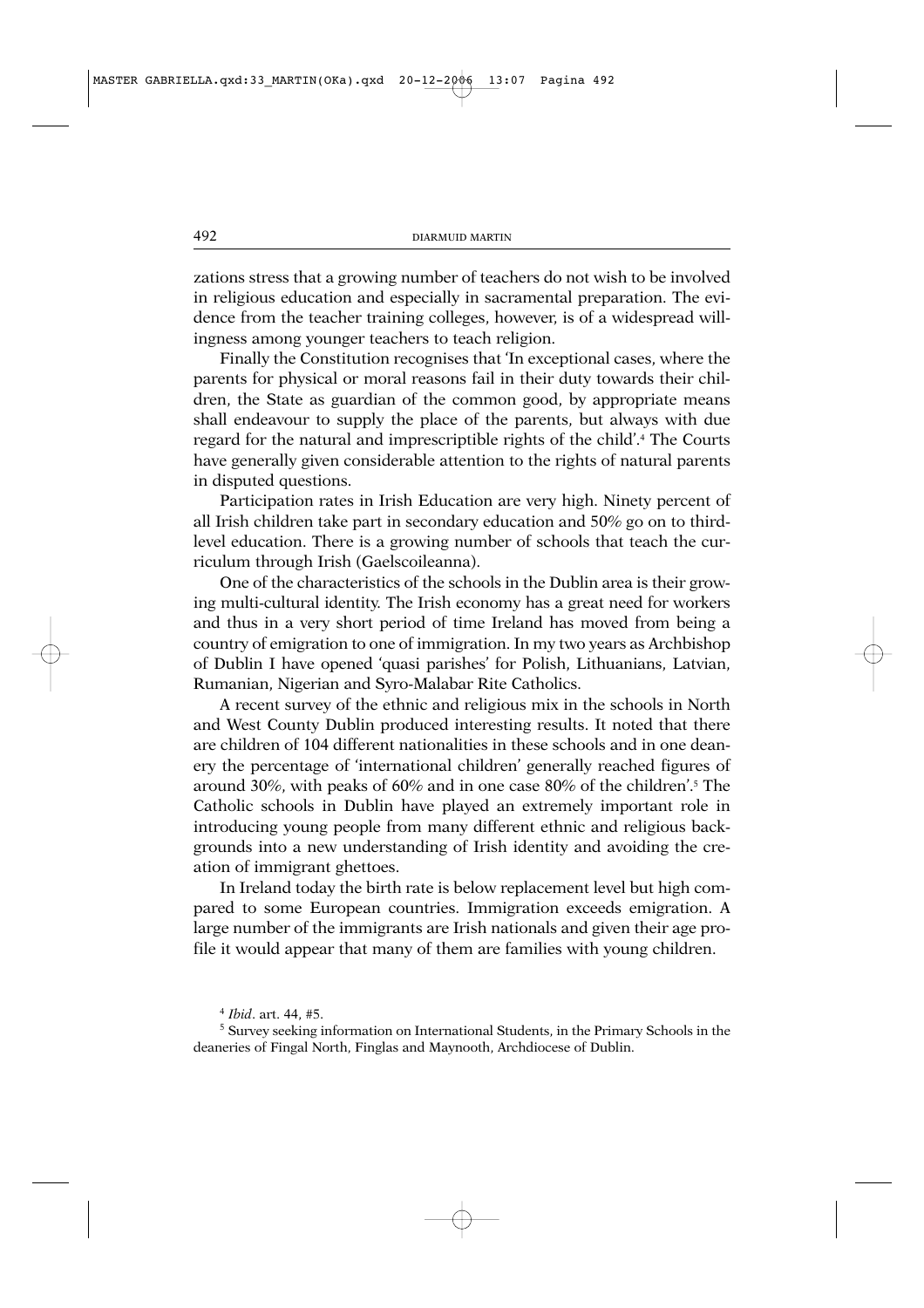zations stress that a growing number of teachers do not wish to be involved in religious education and especially in sacramental preparation. The evidence from the teacher training colleges, however, is of a widespread willingness among younger teachers to teach religion.

Finally the Constitution recognises that 'In exceptional cases, where the parents for physical or moral reasons fail in their duty towards their children, the State as guardian of the common good, by appropriate means shall endeavour to supply the place of the parents, but always with due regard for the natural and imprescriptible rights of the child'.[4] The Courts have generally given considerable attention to the rights of natural parents in disputed questions.

Participation rates in Irish Education are very high. Ninety percent of all Irish children take part in secondary education and 50% go on to third-level education. There is a growing number of schools that teach the curriculum through Irish (Gaelscoileanna).

One of the characteristics of the schools in the Dublin area is their growing multi-cultural identity. The Irish economy has a great need for workers and thus in a very short period of time Ireland has moved from being a country of emigration to one of immigration. In my two years as Archbishop of Dublin I have opened 'quasi parishes' for Polish, Lithuanians, Latvian, Rumanian, Nigerian and Syro-Malabar Rite Catholics.

A recent survey of the ethnic and religious mix in the schools in North and West County Dublin produced interesting results. It noted that there are children of 104 different nationalities in these schools and in one deanery the percentage of 'international children' generally reached figures of around 30%, with peaks of 60% and in one case 80% of the children'.[5] The Catholic schools in Dublin have played an extremely important role in introducing young people from many different ethnic and religious backgrounds into a new understanding of Irish identity and avoiding the creation of immigrant ghettoes.

In Ireland today the birth rate is below replacement level but high compared to some European countries. Immigration exceeds emigration. A large number of the immigrants are Irish nationals and given their age profile it would appear that many of them are families with young children.

[4] *Ibid*. art. 44, #5.

[5] Survey seeking information on International Students, in the Primary Schools in the deaneries of Fingal North, Finglas and Maynooth, Archdiocese of Dublin.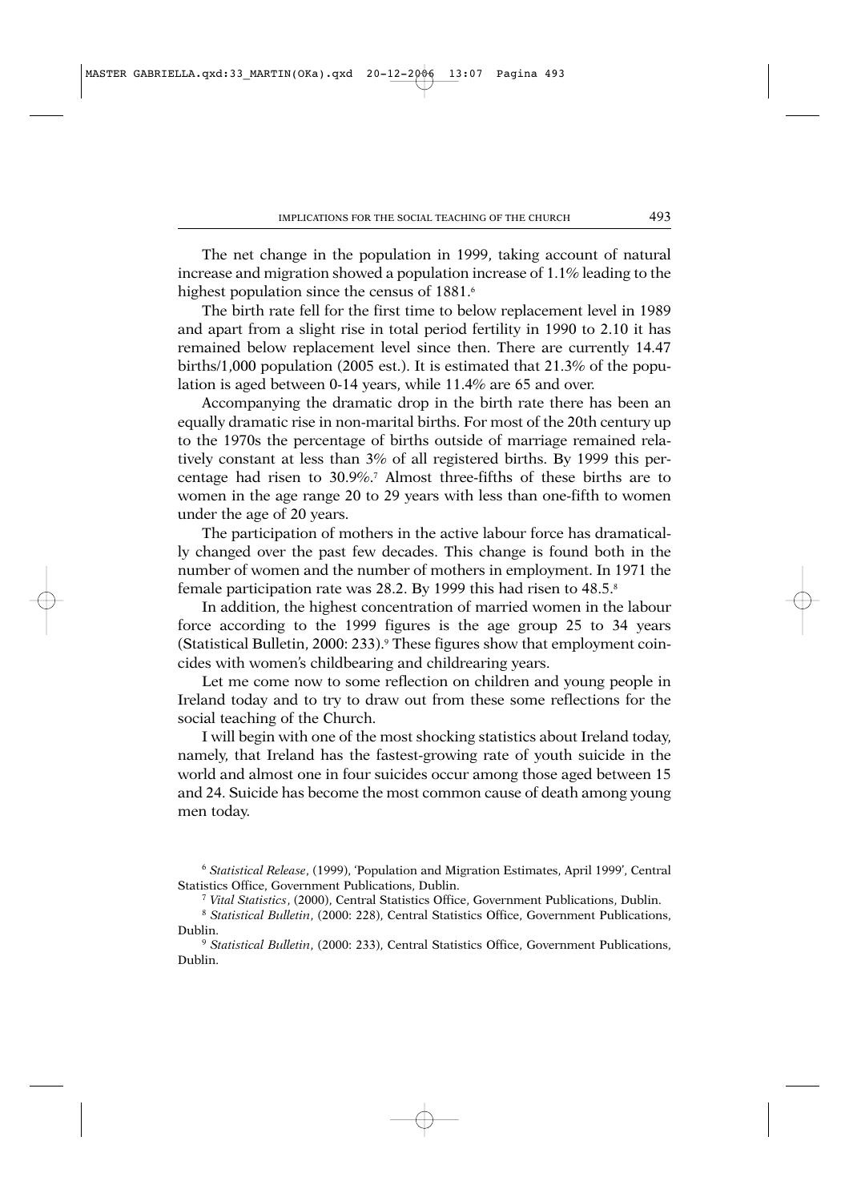The net change in the population in 1999, taking account of natural increase and migration showed a population increase of 1.1% leading to the highest population since the census of 1881.[6]

The birth rate fell for the first time to below replacement level in 1989 and apart from a slight rise in total period fertility in 1990 to 2.10 it has remained below replacement level since then. There are currently 14.47 births/1,000 population (2005 est.). It is estimated that 21.3% of the population is aged between 0-14 years, while 11.4% are 65 and over.

Accompanying the dramatic drop in the birth rate there has been an equally dramatic rise in non-marital births. For most of the 20th century up to the 1970s the percentage of births outside of marriage remained relatively constant at less than 3% of all registered births. By 1999 this percentage had risen to 30.9%.[7] Almost three-fifths of these births are to women in the age range 20 to 29 years with less than one-fifth to women under the age of 20 years.

The participation of mothers in the active labour force has dramatically changed over the past few decades. This change is found both in the number of women and the number of mothers in employment. In 1971 the female participation rate was 28.2. By 1999 this had risen to 48.5.[8]

In addition, the highest concentration of married women in the labour force according to the 1999 figures is the age group 25 to 34 years (Statistical Bulletin, 2000: 233).[9] These figures show that employment coincides with women's childbearing and childrearing years.

Let me come now to some reflection on children and young people in Ireland today and to try to draw out from these some reflections for the social teaching of the Church.

I will begin with one of the most shocking statistics about Ireland today, namely, that Ireland has the fastest-growing rate of youth suicide in the world and almost one in four suicides occur among those aged between 15 and 24. Suicide has become the most common cause of death among young men today.

---

[6] *Statistical Release*, (1999), 'Population and Migration Estimates, April 1999', Central Statistics Office, Government Publications, Dublin.

[7] *Vital Statistics*, (2000), Central Statistics Office, Government Publications, Dublin.

[8] *Statistical Bulletin*, (2000: 228), Central Statistics Office, Government Publications, Dublin.

[9] *Statistical Bulletin*, (2000: 233), Central Statistics Office, Government Publications, Dublin.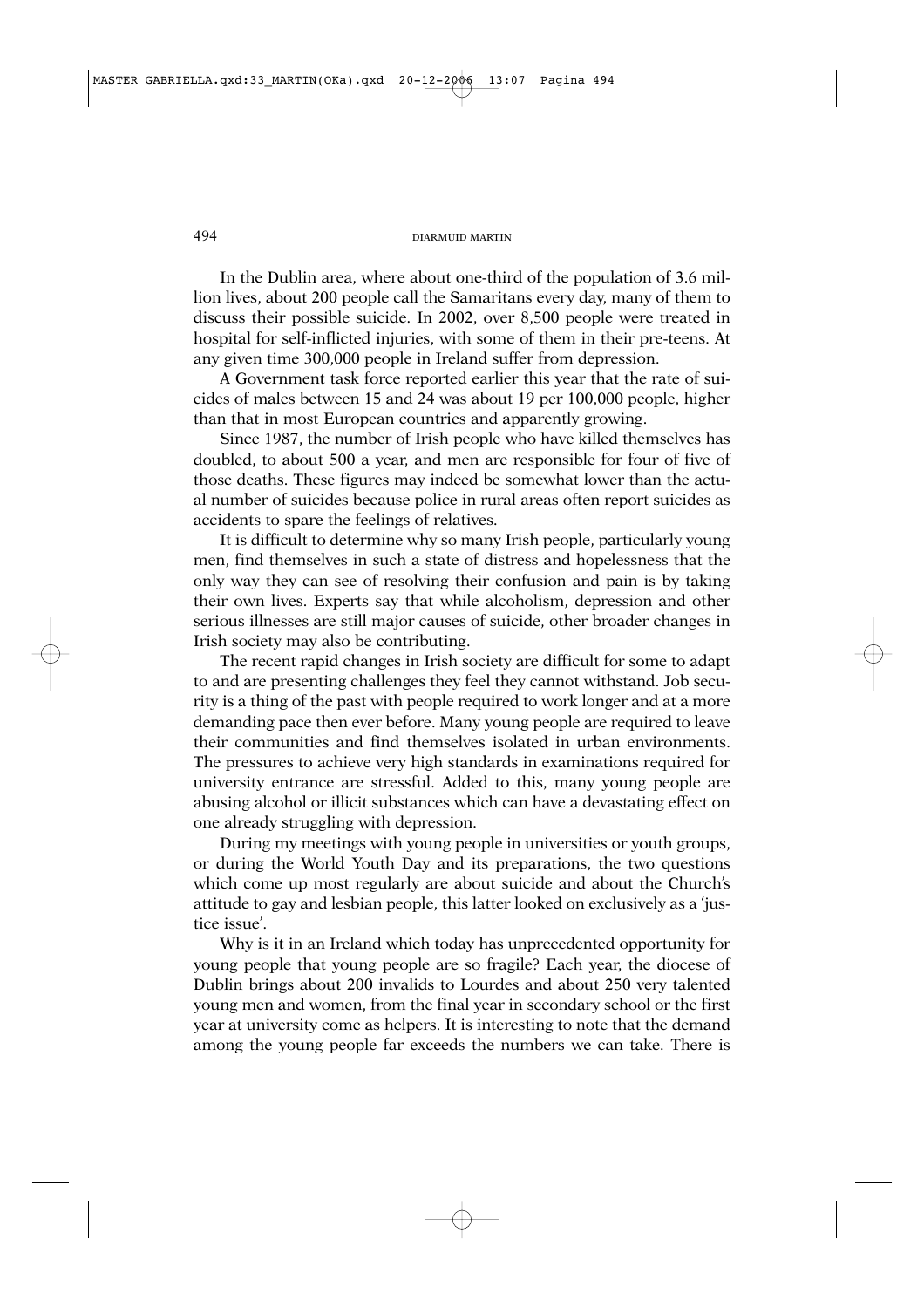In the Dublin area, where about one-third of the population of 3.6 million lives, about 200 people call the Samaritans every day, many of them to discuss their possible suicide. In 2002, over 8,500 people were treated in hospital for self-inflicted injuries, with some of them in their pre-teens. At any given time 300,000 people in Ireland suffer from depression.

A Government task force reported earlier this year that the rate of suicides of males between 15 and 24 was about 19 per 100,000 people, higher than that in most European countries and apparently growing.

Since 1987, the number of Irish people who have killed themselves has doubled, to about 500 a year, and men are responsible for four of five of those deaths. These figures may indeed be somewhat lower than the actual number of suicides because police in rural areas often report suicides as accidents to spare the feelings of relatives.

It is difficult to determine why so many Irish people, particularly young men, find themselves in such a state of distress and hopelessness that the only way they can see of resolving their confusion and pain is by taking their own lives. Experts say that while alcoholism, depression and other serious illnesses are still major causes of suicide, other broader changes in Irish society may also be contributing.

The recent rapid changes in Irish society are difficult for some to adapt to and are presenting challenges they feel they cannot withstand. Job security is a thing of the past with people required to work longer and at a more demanding pace then ever before. Many young people are required to leave their communities and find themselves isolated in urban environments. The pressures to achieve very high standards in examinations required for university entrance are stressful. Added to this, many young people are abusing alcohol or illicit substances which can have a devastating effect on one already struggling with depression.

During my meetings with young people in universities or youth groups, or during the World Youth Day and its preparations, the two questions which come up most regularly are about suicide and about the Church's attitude to gay and lesbian people, this latter looked on exclusively as a 'justice issue'.

Why is it in an Ireland which today has unprecedented opportunity for young people that young people are so fragile? Each year, the diocese of Dublin brings about 200 invalids to Lourdes and about 250 very talented young men and women, from the final year in secondary school or the first year at university come as helpers. It is interesting to note that the demand among the young people far exceeds the numbers we can take. There is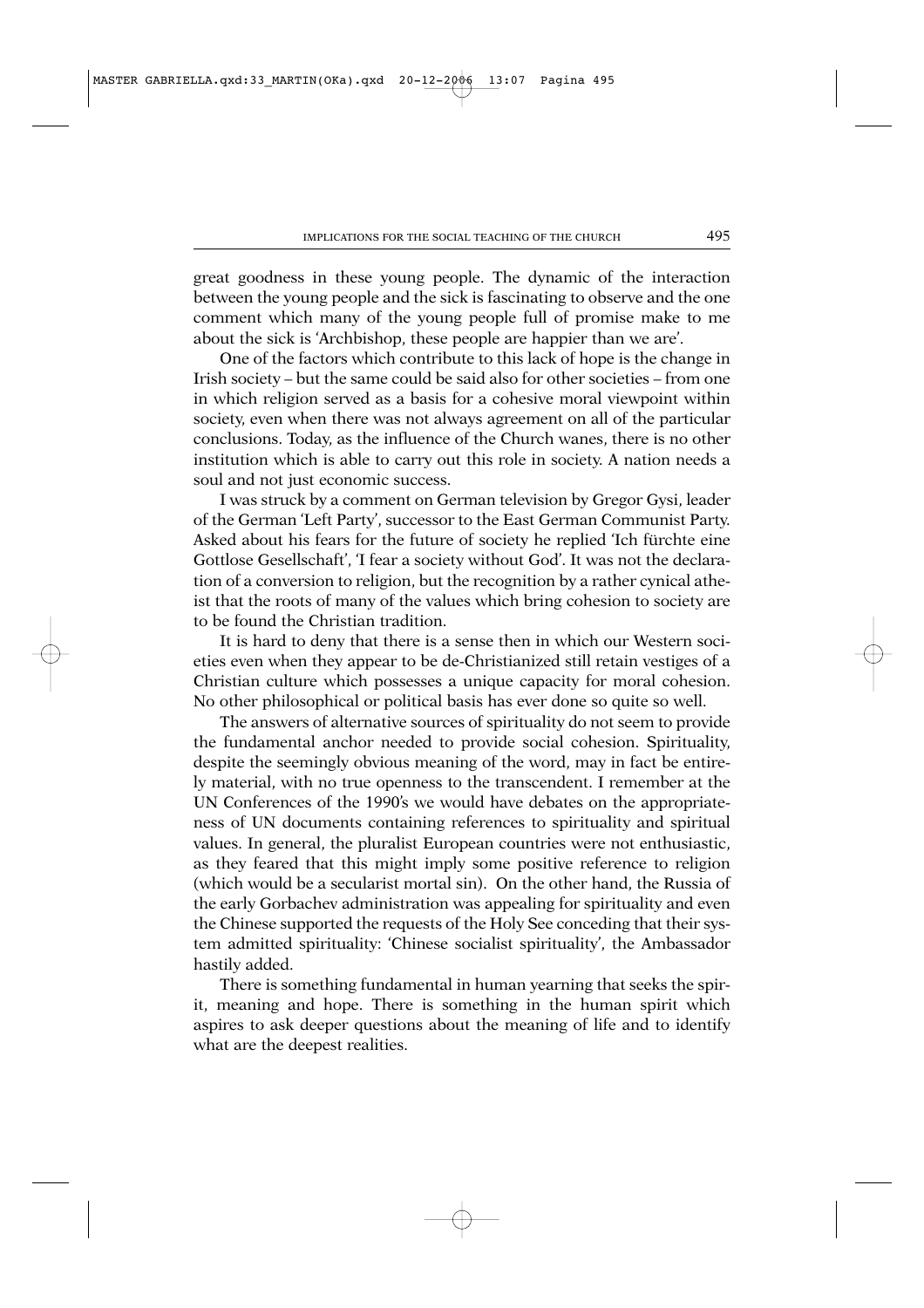great goodness in these young people. The dynamic of the interaction between the young people and the sick is fascinating to observe and the one comment which many of the young people full of promise make to me about the sick is 'Archbishop, these people are happier than we are'.

One of the factors which contribute to this lack of hope is the change in Irish society – but the same could be said also for other societies – from one in which religion served as a basis for a cohesive moral viewpoint within society, even when there was not always agreement on all of the particular conclusions. Today, as the influence of the Church wanes, there is no other institution which is able to carry out this role in society. A nation needs a soul and not just economic success.

I was struck by a comment on German television by Gregor Gysi, leader of the German 'Left Party', successor to the East German Communist Party. Asked about his fears for the future of society he replied 'Ich fürchte eine Gottlose Gesellschaft', 'I fear a society without God'. It was not the declaration of a conversion to religion, but the recognition by a rather cynical atheist that the roots of many of the values which bring cohesion to society are to be found the Christian tradition.

It is hard to deny that there is a sense then in which our Western societies even when they appear to be de-Christianized still retain vestiges of a Christian culture which possesses a unique capacity for moral cohesion. No other philosophical or political basis has ever done so quite so well.

The answers of alternative sources of spirituality do not seem to provide the fundamental anchor needed to provide social cohesion. Spirituality, despite the seemingly obvious meaning of the word, may in fact be entirely material, with no true openness to the transcendent. I remember at the UN Conferences of the 1990's we would have debates on the appropriateness of UN documents containing references to spirituality and spiritual values. In general, the pluralist European countries were not enthusiastic, as they feared that this might imply some positive reference to religion (which would be a secularist mortal sin). On the other hand, the Russia of the early Gorbachev administration was appealing for spirituality and even the Chinese supported the requests of the Holy See conceding that their system admitted spirituality: 'Chinese socialist spirituality', the Ambassador hastily added.

There is something fundamental in human yearning that seeks the spirit, meaning and hope. There is something in the human spirit which aspires to ask deeper questions about the meaning of life and to identify what are the deepest realities.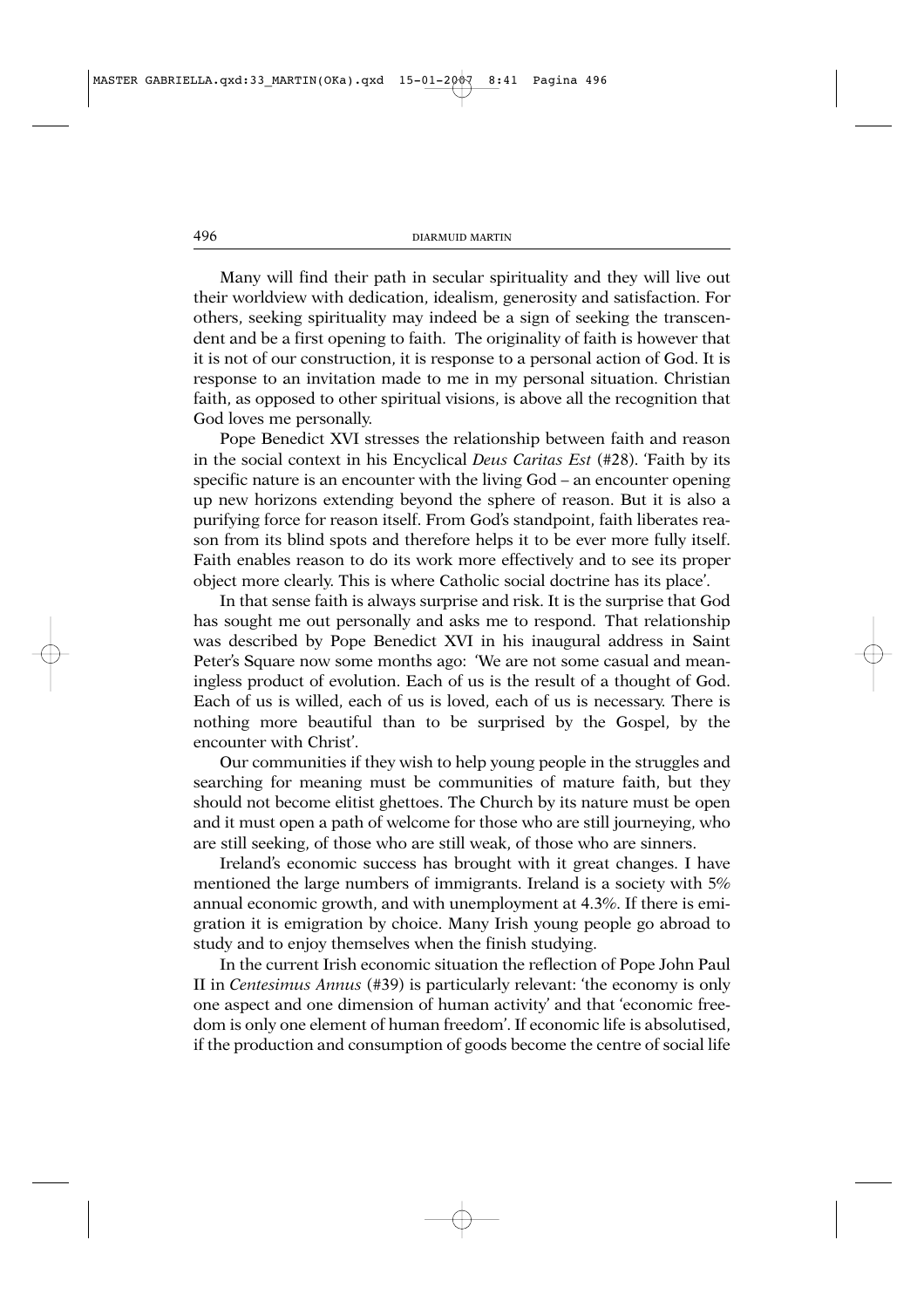Many will find their path in secular spirituality and they will live out their worldview with dedication, idealism, generosity and satisfaction. For others, seeking spirituality may indeed be a sign of seeking the transcendent and be a first opening to faith. The originality of faith is however that it is not of our construction, it is response to a personal action of God. It is response to an invitation made to me in my personal situation. Christian faith, as opposed to other spiritual visions, is above all the recognition that God loves me personally.

Pope Benedict XVI stresses the relationship between faith and reason in the social context in his Encyclical *Deus Caritas Est* (#28). 'Faith by its specific nature is an encounter with the living God – an encounter opening up new horizons extending beyond the sphere of reason. But it is also a purifying force for reason itself. From God's standpoint, faith liberates reason from its blind spots and therefore helps it to be ever more fully itself. Faith enables reason to do its work more effectively and to see its proper object more clearly. This is where Catholic social doctrine has its place'.

In that sense faith is always surprise and risk. It is the surprise that God has sought me out personally and asks me to respond. That relationship was described by Pope Benedict XVI in his inaugural address in Saint Peter's Square now some months ago: 'We are not some casual and meaningless product of evolution. Each of us is the result of a thought of God. Each of us is willed, each of us is loved, each of us is necessary. There is nothing more beautiful than to be surprised by the Gospel, by the encounter with Christ'.

Our communities if they wish to help young people in the struggles and searching for meaning must be communities of mature faith, but they should not become elitist ghettoes. The Church by its nature must be open and it must open a path of welcome for those who are still journeying, who are still seeking, of those who are still weak, of those who are sinners.

Ireland's economic success has brought with it great changes. I have mentioned the large numbers of immigrants. Ireland is a society with 5% annual economic growth, and with unemployment at 4.3%. If there is emigration it is emigration by choice. Many Irish young people go abroad to study and to enjoy themselves when the finish studying.

In the current Irish economic situation the reflection of Pope John Paul II in *Centesimus Annus* (#39) is particularly relevant: 'the economy is only one aspect and one dimension of human activity' and that 'economic freedom is only one element of human freedom'. If economic life is absolutised, if the production and consumption of goods become the centre of social life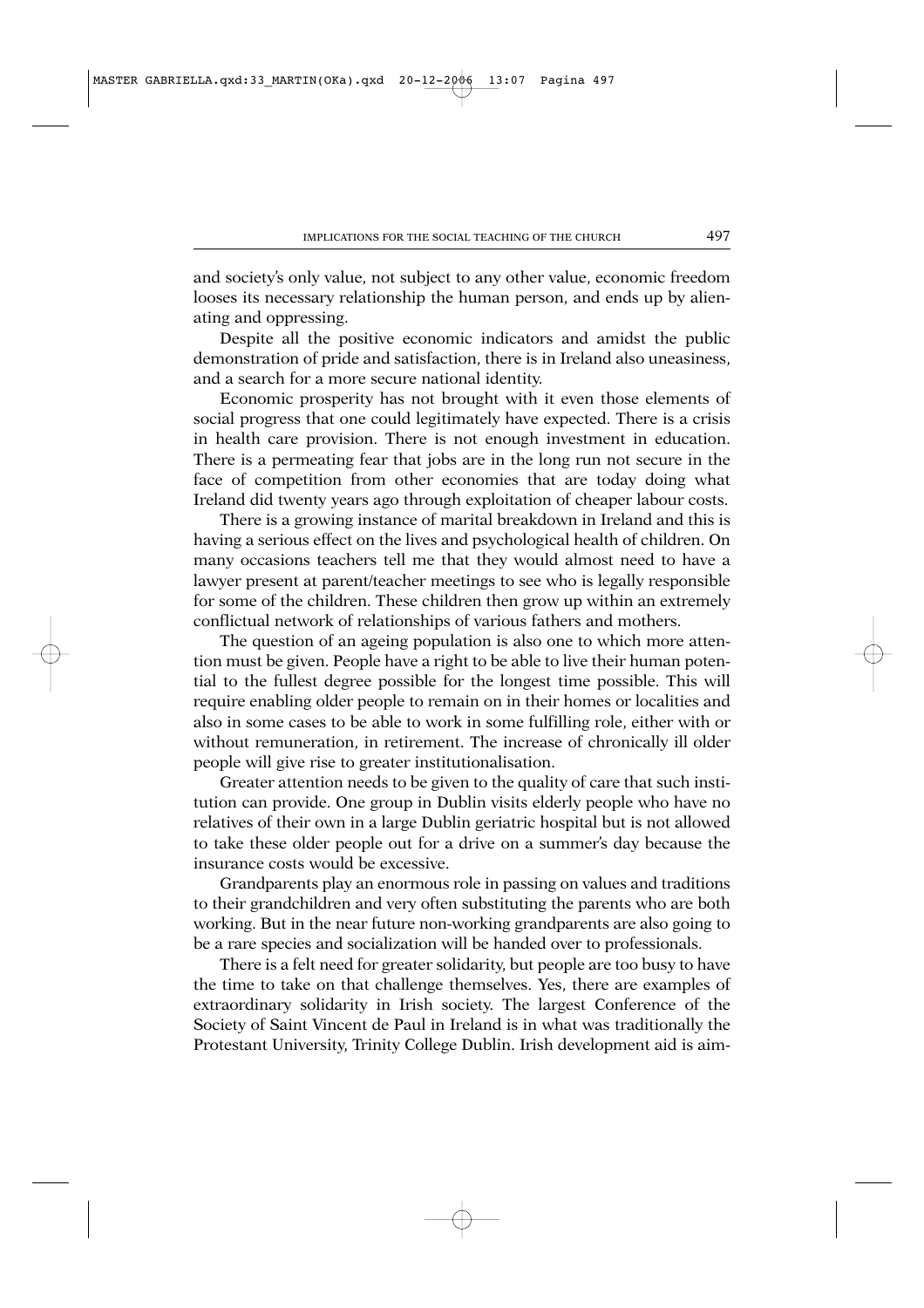and society's only value, not subject to any other value, economic freedom looses its necessary relationship the human person, and ends up by alienating and oppressing.

Despite all the positive economic indicators and amidst the public demonstration of pride and satisfaction, there is in Ireland also uneasiness, and a search for a more secure national identity.

Economic prosperity has not brought with it even those elements of social progress that one could legitimately have expected. There is a crisis in health care provision. There is not enough investment in education. There is a permeating fear that jobs are in the long run not secure in the face of competition from other economies that are today doing what Ireland did twenty years ago through exploitation of cheaper labour costs.

There is a growing instance of marital breakdown in Ireland and this is having a serious effect on the lives and psychological health of children. On many occasions teachers tell me that they would almost need to have a lawyer present at parent/teacher meetings to see who is legally responsible for some of the children. These children then grow up within an extremely conflictual network of relationships of various fathers and mothers.

The question of an ageing population is also one to which more attention must be given. People have a right to be able to live their human potential to the fullest degree possible for the longest time possible. This will require enabling older people to remain on in their homes or localities and also in some cases to be able to work in some fulfilling role, either with or without remuneration, in retirement. The increase of chronically ill older people will give rise to greater institutionalisation.

Greater attention needs to be given to the quality of care that such institution can provide. One group in Dublin visits elderly people who have no relatives of their own in a large Dublin geriatric hospital but is not allowed to take these older people out for a drive on a summer's day because the insurance costs would be excessive.

Grandparents play an enormous role in passing on values and traditions to their grandchildren and very often substituting the parents who are both working. But in the near future non-working grandparents are also going to be a rare species and socialization will be handed over to professionals.

There is a felt need for greater solidarity, but people are too busy to have the time to take on that challenge themselves. Yes, there are examples of extraordinary solidarity in Irish society. The largest Conference of the Society of Saint Vincent de Paul in Ireland is in what was traditionally the Protestant University, Trinity College Dublin. Irish development aid is aim-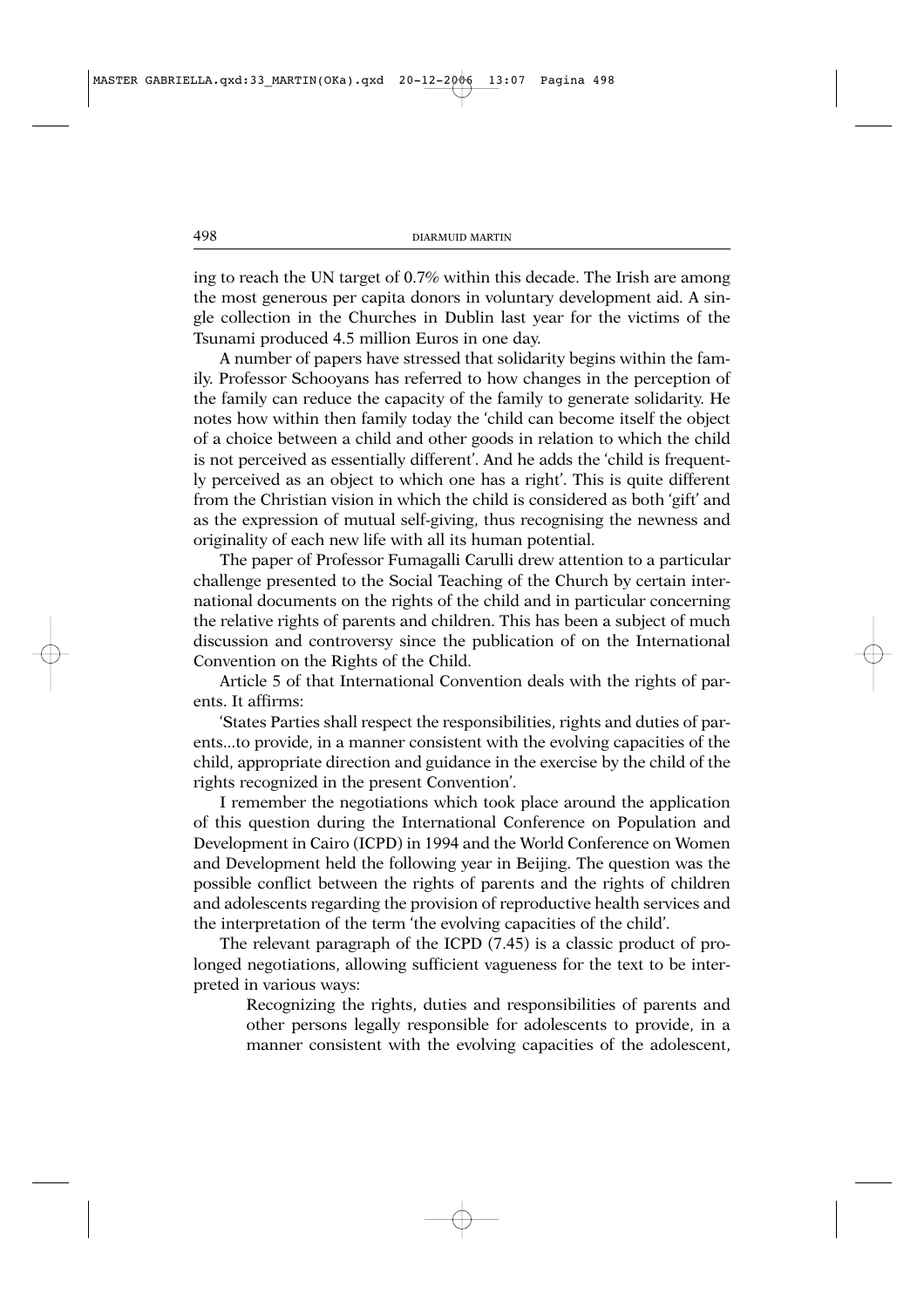ing to reach the UN target of 0.7% within this decade. The Irish are among the most generous per capita donors in voluntary development aid. A single collection in the Churches in Dublin last year for the victims of the Tsunami produced 4.5 million Euros in one day.

A number of papers have stressed that solidarity begins within the family. Professor Schooyans has referred to how changes in the perception of the family can reduce the capacity of the family to generate solidarity. He notes how within then family today the 'child can become itself the object of a choice between a child and other goods in relation to which the child is not perceived as essentially different'. And he adds the 'child is frequently perceived as an object to which one has a right'. This is quite different from the Christian vision in which the child is considered as both 'gift' and as the expression of mutual self-giving, thus recognising the newness and originality of each new life with all its human potential.

The paper of Professor Fumagalli Carulli drew attention to a particular challenge presented to the Social Teaching of the Church by certain international documents on the rights of the child and in particular concerning the relative rights of parents and children. This has been a subject of much discussion and controversy since the publication of on the International Convention on the Rights of the Child.

Article 5 of that International Convention deals with the rights of parents. It affirms:

'States Parties shall respect the responsibilities, rights and duties of parents...to provide, in a manner consistent with the evolving capacities of the child, appropriate direction and guidance in the exercise by the child of the rights recognized in the present Convention'.

I remember the negotiations which took place around the application of this question during the International Conference on Population and Development in Cairo (ICPD) in 1994 and the World Conference on Women and Development held the following year in Beijing. The question was the possible conflict between the rights of parents and the rights of children and adolescents regarding the provision of reproductive health services and the interpretation of the term 'the evolving capacities of the child'.

The relevant paragraph of the ICPD (7.45) is a classic product of prolonged negotiations, allowing sufficient vagueness for the text to be interpreted in various ways:

> Recognizing the rights, duties and responsibilities of parents and other persons legally responsible for adolescents to provide, in a manner consistent with the evolving capacities of the adolescent,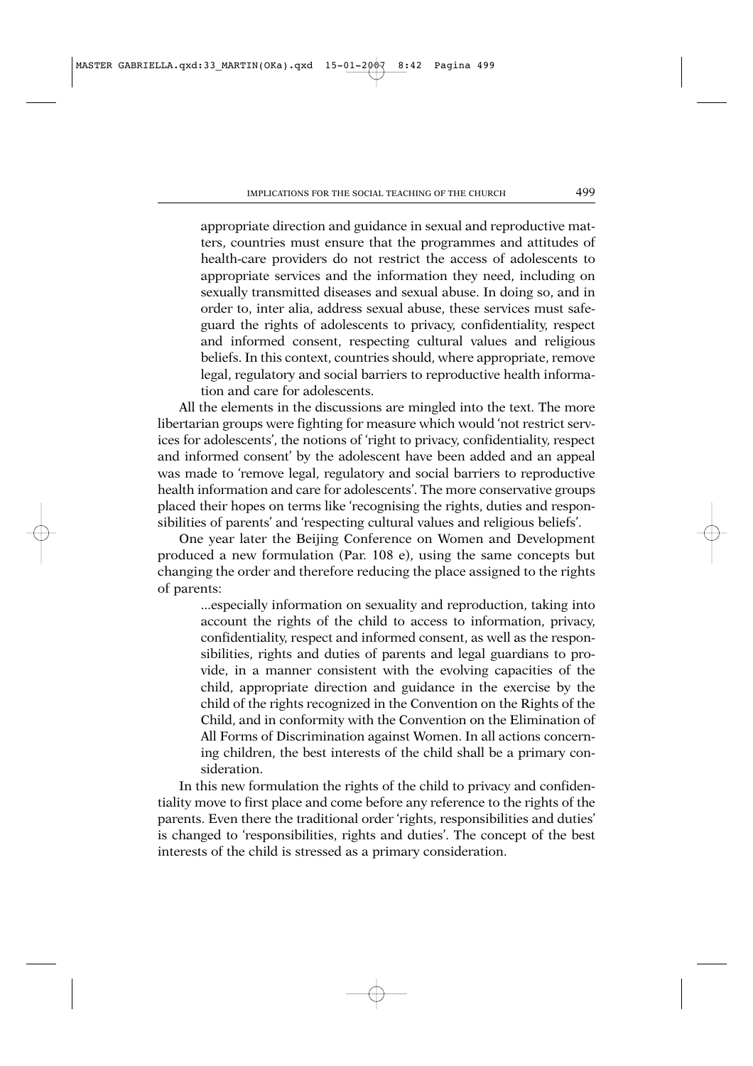> appropriate direction and guidance in sexual and reproductive matters, countries must ensure that the programmes and attitudes of health-care providers do not restrict the access of adolescents to appropriate services and the information they need, including on sexually transmitted diseases and sexual abuse. In doing so, and in order to, inter alia, address sexual abuse, these services must safeguard the rights of adolescents to privacy, confidentiality, respect and informed consent, respecting cultural values and religious beliefs. In this context, countries should, where appropriate, remove legal, regulatory and social barriers to reproductive health information and care for adolescents.

All the elements in the discussions are mingled into the text. The more libertarian groups were fighting for measure which would 'not restrict services for adolescents', the notions of 'right to privacy, confidentiality, respect and informed consent' by the adolescent have been added and an appeal was made to 'remove legal, regulatory and social barriers to reproductive health information and care for adolescents'. The more conservative groups placed their hopes on terms like 'recognising the rights, duties and responsibilities of parents' and 'respecting cultural values and religious beliefs'.

One year later the Beijing Conference on Women and Development produced a new formulation (Par. 108 e), using the same concepts but changing the order and therefore reducing the place assigned to the rights of parents:

> ...especially information on sexuality and reproduction, taking into account the rights of the child to access to information, privacy, confidentiality, respect and informed consent, as well as the responsibilities, rights and duties of parents and legal guardians to provide, in a manner consistent with the evolving capacities of the child, appropriate direction and guidance in the exercise by the child of the rights recognized in the Convention on the Rights of the Child, and in conformity with the Convention on the Elimination of All Forms of Discrimination against Women. In all actions concerning children, the best interests of the child shall be a primary consideration.

In this new formulation the rights of the child to privacy and confidentiality move to first place and come before any reference to the rights of the parents. Even there the traditional order 'rights, responsibilities and duties' is changed to 'responsibilities, rights and duties'. The concept of the best interests of the child is stressed as a primary consideration.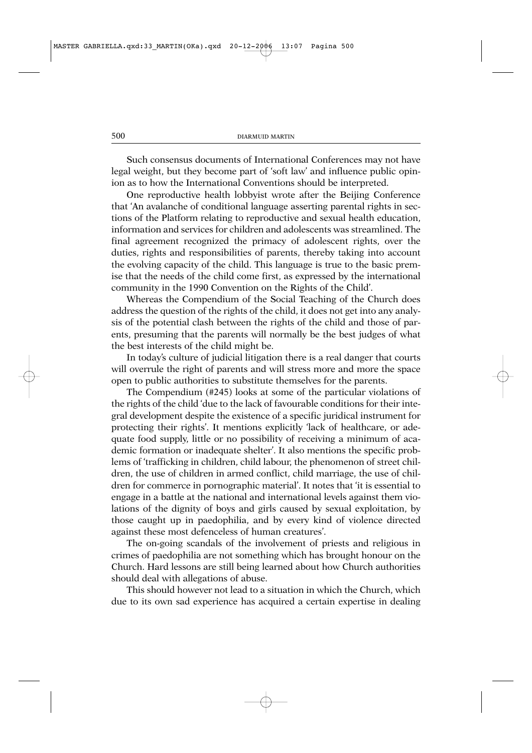Such consensus documents of International Conferences may not have legal weight, but they become part of 'soft law' and influence public opinion as to how the International Conventions should be interpreted.

One reproductive health lobbyist wrote after the Beijing Conference that 'An avalanche of conditional language asserting parental rights in sections of the Platform relating to reproductive and sexual health education, information and services for children and adolescents was streamlined. The final agreement recognized the primacy of adolescent rights, over the duties, rights and responsibilities of parents, thereby taking into account the evolving capacity of the child. This language is true to the basic premise that the needs of the child come first, as expressed by the international community in the 1990 Convention on the Rights of the Child'.

Whereas the Compendium of the Social Teaching of the Church does address the question of the rights of the child, it does not get into any analysis of the potential clash between the rights of the child and those of parents, presuming that the parents will normally be the best judges of what the best interests of the child might be.

In today's culture of judicial litigation there is a real danger that courts will overrule the right of parents and will stress more and more the space open to public authorities to substitute themselves for the parents.

The Compendium (#245) looks at some of the particular violations of the rights of the child 'due to the lack of favourable conditions for their integral development despite the existence of a specific juridical instrument for protecting their rights'. It mentions explicitly 'lack of healthcare, or adequate food supply, little or no possibility of receiving a minimum of academic formation or inadequate shelter'. It also mentions the specific problems of 'trafficking in children, child labour, the phenomenon of street children, the use of children in armed conflict, child marriage, the use of children for commerce in pornographic material'. It notes that 'it is essential to engage in a battle at the national and international levels against them violations of the dignity of boys and girls caused by sexual exploitation, by those caught up in paedophilia, and by every kind of violence directed against these most defenceless of human creatures'.

The on-going scandals of the involvement of priests and religious in crimes of paedophilia are not something which has brought honour on the Church. Hard lessons are still being learned about how Church authorities should deal with allegations of abuse.

This should however not lead to a situation in which the Church, which due to its own sad experience has acquired a certain expertise in dealing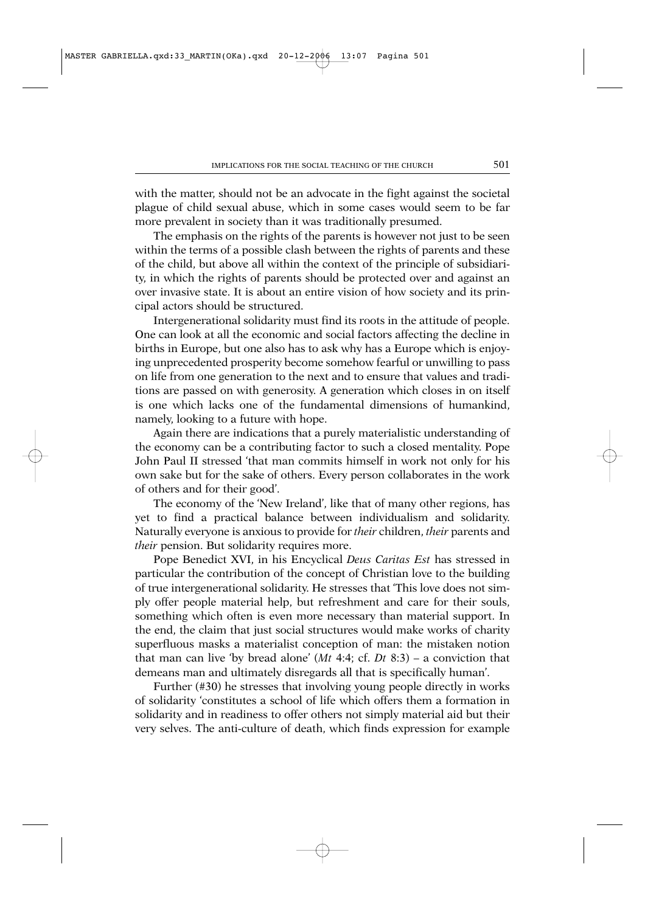with the matter, should not be an advocate in the fight against the societal plague of child sexual abuse, which in some cases would seem to be far more prevalent in society than it was traditionally presumed.

The emphasis on the rights of the parents is however not just to be seen within the terms of a possible clash between the rights of parents and these of the child, but above all within the context of the principle of subsidiarity, in which the rights of parents should be protected over and against an over invasive state. It is about an entire vision of how society and its principal actors should be structured.

Intergenerational solidarity must find its roots in the attitude of people. One can look at all the economic and social factors affecting the decline in births in Europe, but one also has to ask why has a Europe which is enjoying unprecedented prosperity become somehow fearful or unwilling to pass on life from one generation to the next and to ensure that values and traditions are passed on with generosity. A generation which closes in on itself is one which lacks one of the fundamental dimensions of humankind, namely, looking to a future with hope.

Again there are indications that a purely materialistic understanding of the economy can be a contributing factor to such a closed mentality. Pope John Paul II stressed 'that man commits himself in work not only for his own sake but for the sake of others. Every person collaborates in the work of others and for their good'.

The economy of the 'New Ireland', like that of many other regions, has yet to find a practical balance between individualism and solidarity. Naturally everyone is anxious to provide for *their* children, *their* parents and *their* pension. But solidarity requires more.

Pope Benedict XVI, in his Encyclical *Deus Caritas Est* has stressed in particular the contribution of the concept of Christian love to the building of true intergenerational solidarity. He stresses that 'This love does not simply offer people material help, but refreshment and care for their souls, something which often is even more necessary than material support. In the end, the claim that just social structures would make works of charity superfluous masks a materialist conception of man: the mistaken notion that man can live 'by bread alone' (*Mt* 4:4; cf. *Dt* 8:3) – a conviction that demeans man and ultimately disregards all that is specifically human'.

Further (#30) he stresses that involving young people directly in works of solidarity 'constitutes a school of life which offers them a formation in solidarity and in readiness to offer others not simply material aid but their very selves. The anti-culture of death, which finds expression for example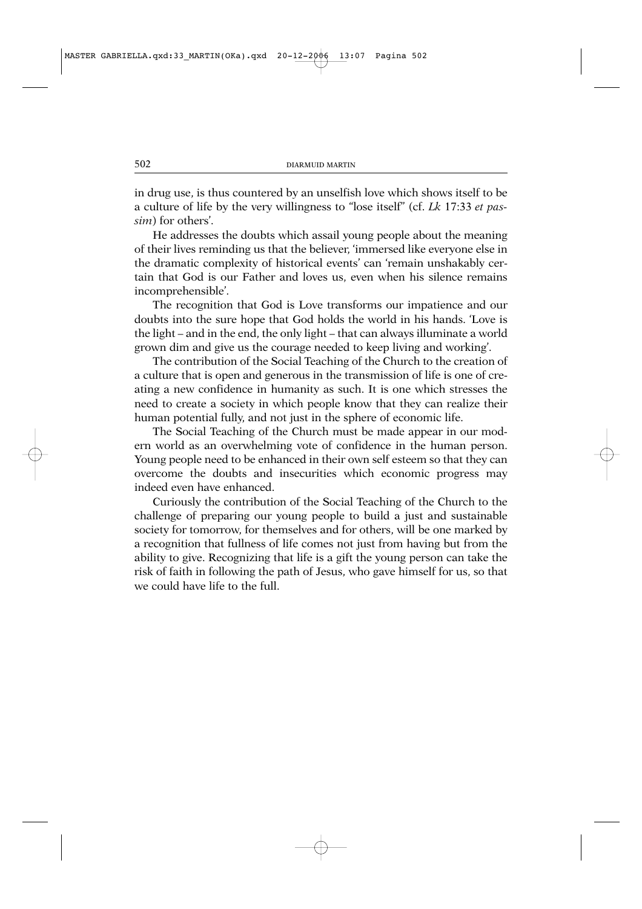in drug use, is thus countered by an unselfish love which shows itself to be a culture of life by the very willingness to "lose itself" (cf. *Lk* 17:33 *et passim*) for others'.

He addresses the doubts which assail young people about the meaning of their lives reminding us that the believer, 'immersed like everyone else in the dramatic complexity of historical events' can 'remain unshakably certain that God is our Father and loves us, even when his silence remains incomprehensible'.

The recognition that God is Love transforms our impatience and our doubts into the sure hope that God holds the world in his hands. 'Love is the light – and in the end, the only light – that can always illuminate a world grown dim and give us the courage needed to keep living and working'.

The contribution of the Social Teaching of the Church to the creation of a culture that is open and generous in the transmission of life is one of creating a new confidence in humanity as such. It is one which stresses the need to create a society in which people know that they can realize their human potential fully, and not just in the sphere of economic life.

The Social Teaching of the Church must be made appear in our modern world as an overwhelming vote of confidence in the human person. Young people need to be enhanced in their own self esteem so that they can overcome the doubts and insecurities which economic progress may indeed even have enhanced.

Curiously the contribution of the Social Teaching of the Church to the challenge of preparing our young people to build a just and sustainable society for tomorrow, for themselves and for others, will be one marked by a recognition that fullness of life comes not just from having but from the ability to give. Recognizing that life is a gift the young person can take the risk of faith in following the path of Jesus, who gave himself for us, so that we could have life to the full.